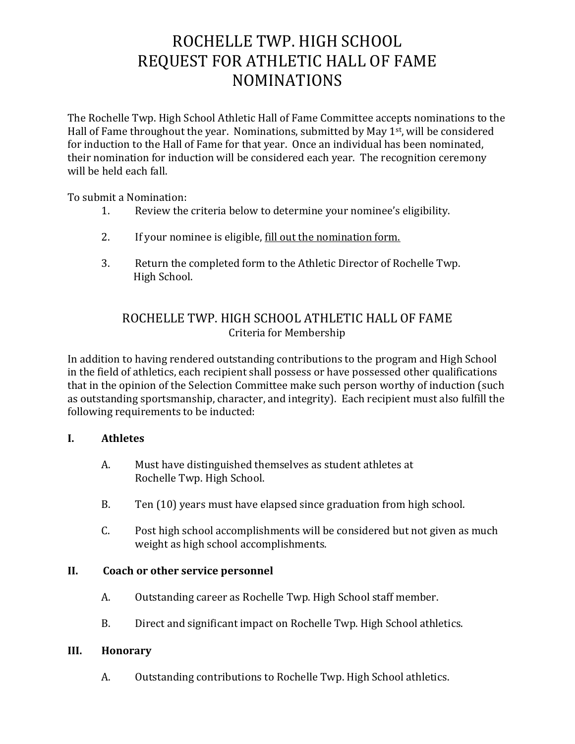# ROCHELLE TWP. HIGH SCHOOL
# REQUEST FOR ATHLETIC HALL OF FAME NOMINATIONS

The Rochelle Twp. High School Athletic Hall of Fame Committee accepts nominations to the Hall of Fame throughout the year. Nominations, submitted by May 1st, will be considered for induction to the Hall of Fame for that year. Once an individual has been nominated, their nomination for induction will be considered each year. The recognition ceremony will be held each fall.

To submit a Nomination:

1. Review the criteria below to determine your nominee's eligibility.

2. If your nominee is eligible, <u>fill out the nomination form.</u>

3. Return the completed form to the Athletic Director of Rochelle Twp. High School.

## ROCHELLE TWP. HIGH SCHOOL ATHLETIC HALL OF FAME
### Criteria for Membership

In addition to having rendered outstanding contributions to the program and High School in the field of athletics, each recipient shall possess or have possessed other qualifications that in the opinion of the Selection Committee make such person worthy of induction (such as outstanding sportsmanship, character, and integrity). Each recipient must also fulfill the following requirements to be inducted:

**I. Athletes**

A. Must have distinguished themselves as student athletes at Rochelle Twp. High School.

B. Ten (10) years must have elapsed since graduation from high school.

C. Post high school accomplishments will be considered but not given as much weight as high school accomplishments.

**II. Coach or other service personnel**

A. Outstanding career as Rochelle Twp. High School staff member.

B. Direct and significant impact on Rochelle Twp. High School athletics.

**III. Honorary**

A. Outstanding contributions to Rochelle Twp. High School athletics.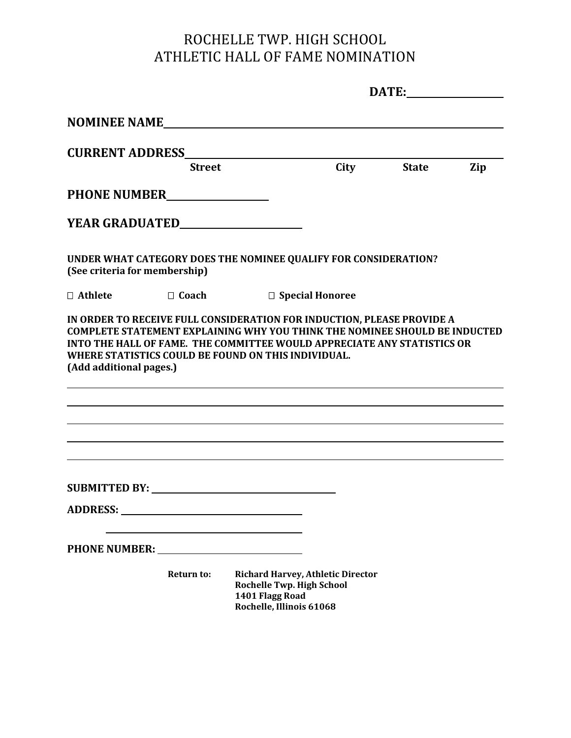# ROCHELLE TWP. HIGH SCHOOL
# ATHLETIC HALL OF FAME NOMINATION

**DATE:** ____________________

**NOMINEE NAME** ____________________________________________________________

**CURRENT ADDRESS** ________________________________________________________

Street | City | State | Zip

**PHONE NUMBER** ____________________

**YEAR GRADUATED** ____________________

**UNDER WHAT CATEGORY DOES THE NOMINEE QUALIFY FOR CONSIDERATION?**
**(See criteria for membership)**

□ **Athlete** □ **Coach** □ **Special Honoree**

**IN ORDER TO RECEIVE FULL CONSIDERATION FOR INDUCTION, PLEASE PROVIDE A COMPLETE STATEMENT EXPLAINING WHY YOU THINK THE NOMINEE SHOULD BE INDUCTED INTO THE HALL OF FAME. THE COMMITTEE WOULD APPRECIATE ANY STATISTICS OR WHERE STATISTICS COULD BE FOUND ON THIS INDIVIDUAL.**
**(Add additional pages.)**

______________________________________________________________________________

______________________________________________________________________________

______________________________________________________________________________

______________________________________________________________________________

______________________________________________________________________________

**SUBMITTED BY:** ____________________________________

**ADDRESS:** ____________________________________

____________________________________

**PHONE NUMBER:** ____________________________

**Return to:** **Richard Harvey, Athletic Director**
**Rochelle Twp. High School**
**1401 Flagg Road**
**Rochelle, Illinois 61068**